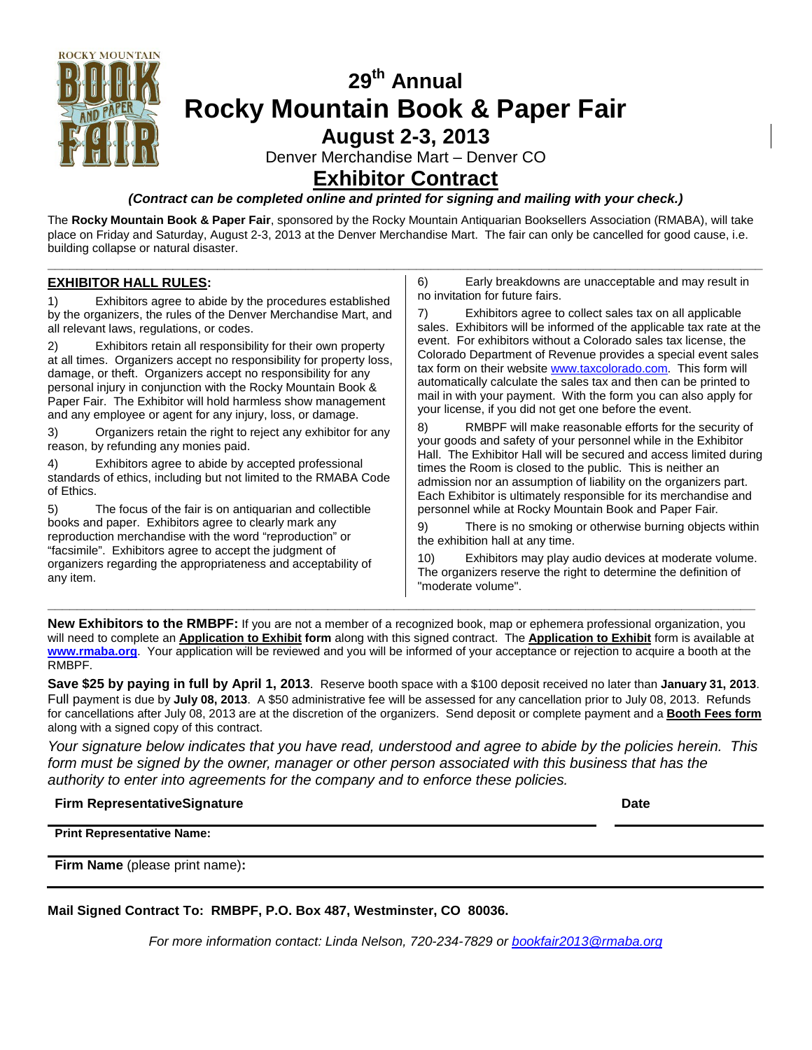# 29th Annual Rocky Mountain Book & Paper Fair

## August 2-3, 2013

Denver Merchandise Mart – Denver CO

## Exhibitor Contract

***(Contract can be completed online and printed for signing and mailing with your check.)***

The **Rocky Mountain Book & Paper Fair**, sponsored by the Rocky Mountain Antiquarian Booksellers Association (RMABA), will take place on Friday and Saturday, August 2-3, 2013 at the Denver Merchandise Mart. The fair can only be cancelled for good cause, i.e. building collapse or natural disaster.

### EXHIBITOR HALL RULES:

1) Exhibitors agree to abide by the procedures established by the organizers, the rules of the Denver Merchandise Mart, and all relevant laws, regulations, or codes.

2) Exhibitors retain all responsibility for their own property at all times. Organizers accept no responsibility for property loss, damage, or theft. Organizers accept no responsibility for any personal injury in conjunction with the Rocky Mountain Book & Paper Fair. The Exhibitor will hold harmless show management and any employee or agent for any injury, loss, or damage.

3) Organizers retain the right to reject any exhibitor for any reason, by refunding any monies paid.

4) Exhibitors agree to abide by accepted professional standards of ethics, including but not limited to the RMABA Code of Ethics.

5) The focus of the fair is on antiquarian and collectible books and paper. Exhibitors agree to clearly mark any reproduction merchandise with the word "reproduction" or "facsimile". Exhibitors agree to accept the judgment of organizers regarding the appropriateness and acceptability of any item.

6) Early breakdowns are unacceptable and may result in no invitation for future fairs.

7) Exhibitors agree to collect sales tax on all applicable sales. Exhibitors will be informed of the applicable tax rate at the event. For exhibitors without a Colorado sales tax license, the Colorado Department of Revenue provides a special event sales tax form on their website www.taxcolorado.com. This form will automatically calculate the sales tax and then can be printed to mail in with your payment. With the form you can also apply for your license, if you did not get one before the event.

8) RMBPF will make reasonable efforts for the security of your goods and safety of your personnel while in the Exhibitor Hall. The Exhibitor Hall will be secured and access limited during times the Room is closed to the public. This is neither an admission nor an assumption of liability on the organizers part. Each Exhibitor is ultimately responsible for its merchandise and personnel while at Rocky Mountain Book and Paper Fair.

9) There is no smoking or otherwise burning objects within the exhibition hall at any time.

10) Exhibitors may play audio devices at moderate volume. The organizers reserve the right to determine the definition of "moderate volume".

---

**New Exhibitors to the RMBPF:** If you are not a member of a recognized book, map or ephemera professional organization, you will need to complete an **Application to Exhibit form** along with this signed contract. The **Application to Exhibit** form is available at **www.rmaba.org**. Your application will be reviewed and you will be informed of your acceptance or rejection to acquire a booth at the RMBPF.

**Save $25 by paying in full by April 1, 2013**. Reserve booth space with a $100 deposit received no later than **January 31, 2013**. Full payment is due by **July 08, 2013**. A $50 administrative fee will be assessed for any cancellation prior to July 08, 2013. Refunds for cancellations after July 08, 2013 are at the discretion of the organizers. Send deposit or complete payment and a **Booth Fees form** along with a signed copy of this contract.

*Your signature below indicates that you have read, understood and agree to abide by the policies herein. This form must be signed by the owner, manager or other person associated with this business that has the authority to enter into agreements for the company and to enforce these policies.*

**Firm RepresentativeSignature** ______________________ **Date** __________

**Print Representative Name:** ______________________

**Firm Name** (please print name)**:** ______________________

**Mail Signed Contract To: RMBPF, P.O. Box 487, Westminster, CO 80036.**

*For more information contact: Linda Nelson, 720-234-7829 or bookfair2013@rmaba.org*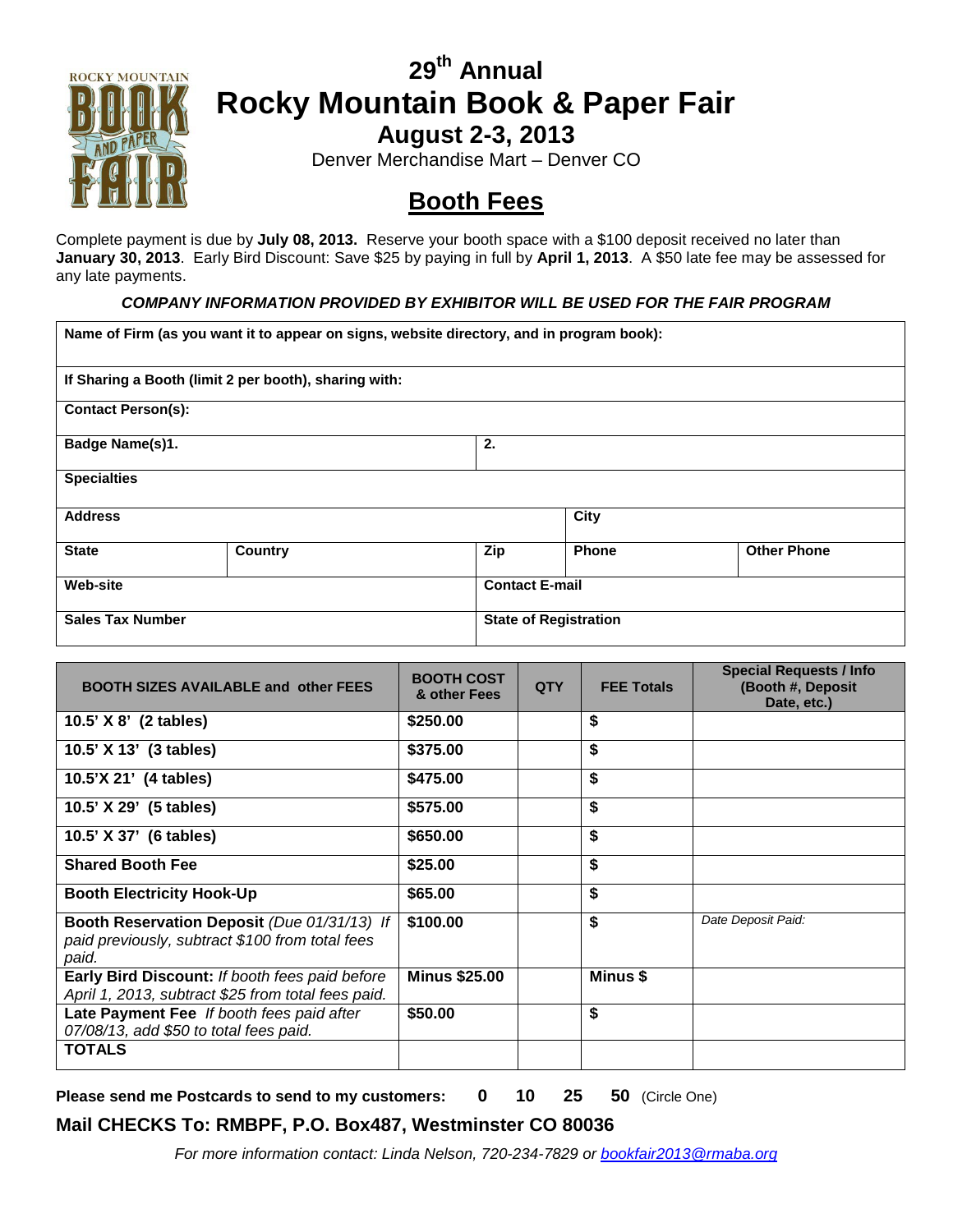# 29th Annual
# Rocky Mountain Book & Paper Fair
## August 2-3, 2013
Denver Merchandise Mart – Denver CO

## Booth Fees

Complete payment is due by **July 08, 2013.** Reserve your booth space with a $100 deposit received no later than **January 30, 2013**. Early Bird Discount: Save $25 by paying in full by **April 1, 2013**. A $50 late fee may be assessed for any late payments.

***COMPANY INFORMATION PROVIDED BY EXHIBITOR WILL BE USED FOR THE FAIR PROGRAM***

| | | | | |
|---|---|---|---|---|
| **Name of Firm (as you want it to appear on signs, website directory, and in program book):** | | | | |
| **If Sharing a Booth (limit 2 per booth), sharing with:** | | | | |
| **Contact Person(s):** | | | | |
| **Badge Name(s)1.** | | **2.** | | |
| **Specialties** | | | | |
| **Address** | | | **City** | |
| **State** | **Country** | **Zip** | **Phone** | **Other Phone** |
| **Web-site** | | **Contact E-mail** | | |
| **Sales Tax Number** | | **State of Registration** | | |

| BOOTH SIZES AVAILABLE and other FEES | BOOTH COST & other Fees | QTY | FEE Totals | Special Requests / Info (Booth #, Deposit Date, etc.) |
|---|---|---|---|---|
| **10.5' X 8' (2 tables)** | **$250.00** | | **$** | |
| **10.5' X 13' (3 tables)** | **$375.00** | | **$** | |
| **10.5'X 21' (4 tables)** | **$475.00** | | **$** | |
| **10.5' X 29' (5 tables)** | **$575.00** | | **$** | |
| **10.5' X 37' (6 tables)** | **$650.00** | | **$** | |
| **Shared Booth Fee** | **$25.00** | | **$** | |
| **Booth Electricity Hook-Up** | **$65.00** | | **$** | |
| **Booth Reservation Deposit** *(Due 01/31/13) If paid previously, subtract $100 from total fees paid.* | **$100.00** | | **$** | *Date Deposit Paid:* |
| **Early Bird Discount:** *If booth fees paid before April 1, 2013, subtract $25 from total fees paid.* | **Minus $25.00** | | **Minus $** | |
| **Late Payment Fee** *If booth fees paid after 07/08/13, add $50 to total fees paid.* | **$50.00** | | **$** | |
| **TOTALS** | | | | |

**Please send me Postcards to send to my customers: 0 10 25 50** (Circle One)

**Mail CHECKS To: RMBPF, P.O. Box487, Westminster CO 80036**

*For more information contact: Linda Nelson, 720-234-7829 or bookfair2013@rmaba.org*